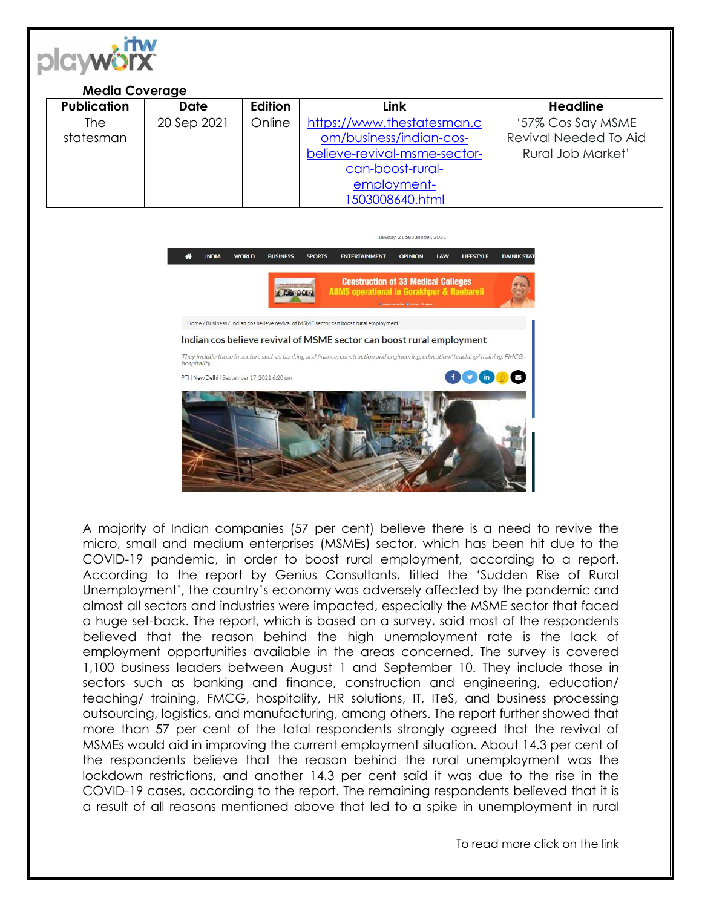## Media Coverage

| Publication | Date | Edition | Link | Headline |
|---|---|---|---|---|
| The statesman | 20 Sep 2021 | Online | https://www.thestatesman.com/business/indian-cos-believe-revival-msme-sector-can-boost-rural-employment-1503008640.html | '57% Cos Say MSME Revival Needed To Aid Rural Job Market' |

Home / Business / Indian cos believe revival of MSME sector can boost rural employment

### Indian cos believe revival of MSME sector can boost rural employment

*They include those in sectors such as banking and finance, construction and engineering, education/ teaching/ training, FMCG, hospitality.*

PTI | New Delhi | September 17, 2021 6:20 pm

A majority of Indian companies (57 per cent) believe there is a need to revive the micro, small and medium enterprises (MSMEs) sector, which has been hit due to the COVID-19 pandemic, in order to boost rural employment, according to a report. According to the report by Genius Consultants, titled the 'Sudden Rise of Rural Unemployment', the country's economy was adversely affected by the pandemic and almost all sectors and industries were impacted, especially the MSME sector that faced a huge set-back. The report, which is based on a survey, said most of the respondents believed that the reason behind the high unemployment rate is the lack of employment opportunities available in the areas concerned. The survey is covered 1,100 business leaders between August 1 and September 10. They include those in sectors such as banking and finance, construction and engineering, education/ teaching/ training, FMCG, hospitality, HR solutions, IT, ITeS, and business processing outsourcing, logistics, and manufacturing, among others. The report further showed that more than 57 per cent of the total respondents strongly agreed that the revival of MSMEs would aid in improving the current employment situation. About 14.3 per cent of the respondents believe that the reason behind the rural unemployment was the lockdown restrictions, and another 14.3 per cent said it was due to the rise in the COVID-19 cases, according to the report. The remaining respondents believed that it is a result of all reasons mentioned above that led to a spike in unemployment in rural

To read more click on the link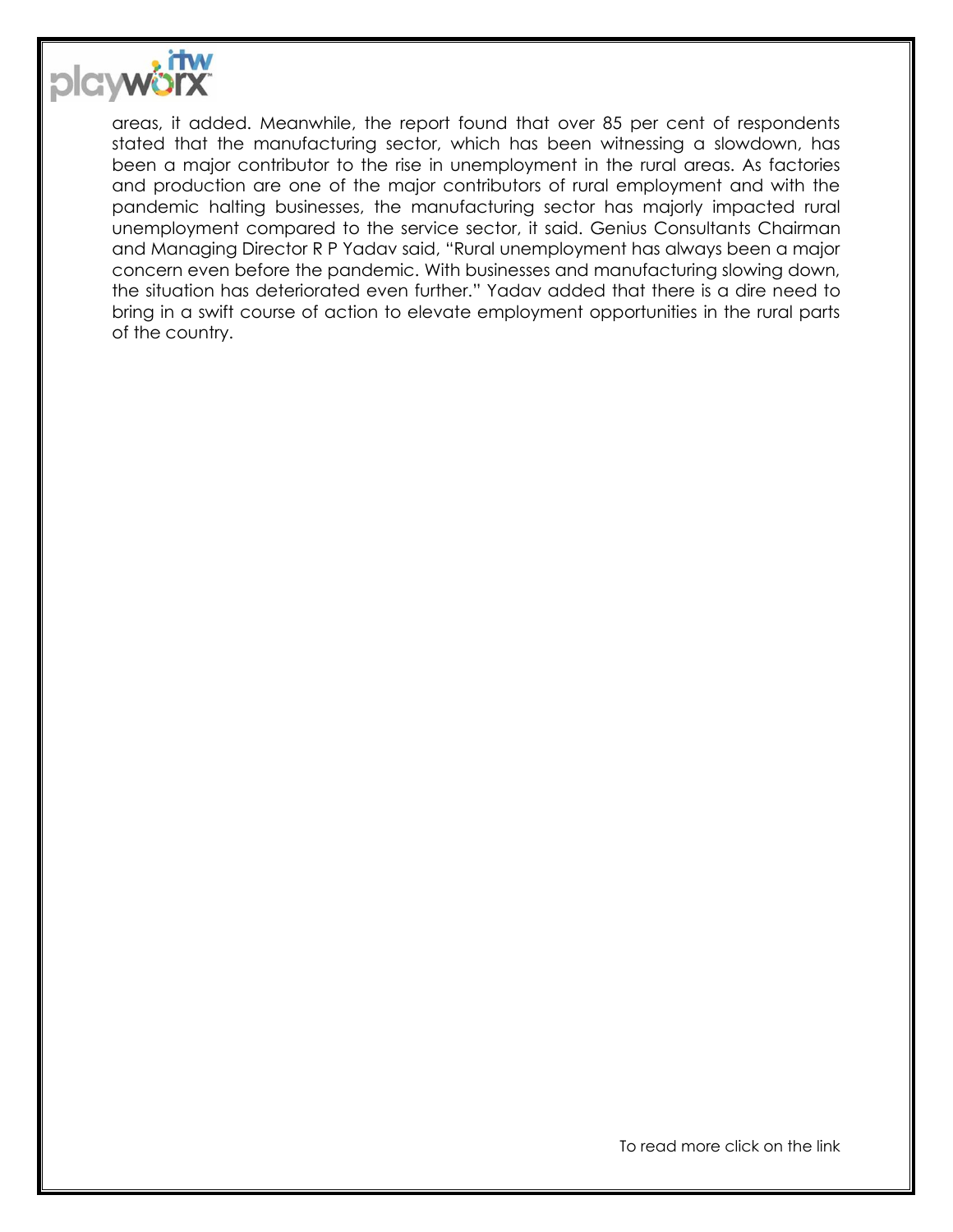areas, it added. Meanwhile, the report found that over 85 per cent of respondents stated that the manufacturing sector, which has been witnessing a slowdown, has been a major contributor to the rise in unemployment in the rural areas. As factories and production are one of the major contributors of rural employment and with the pandemic halting businesses, the manufacturing sector has majorly impacted rural unemployment compared to the service sector, it said. Genius Consultants Chairman and Managing Director R P Yadav said, "Rural unemployment has always been a major concern even before the pandemic. With businesses and manufacturing slowing down, the situation has deteriorated even further." Yadav added that there is a dire need to bring in a swift course of action to elevate employment opportunities in the rural parts of the country.

To read more click on the link